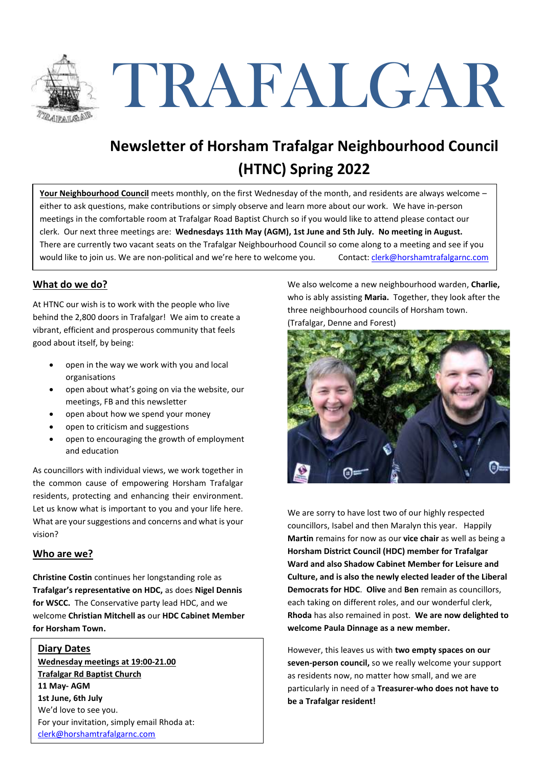# TRAFALGAR

## Newsletter of Horsham Trafalgar Neighbourhood Council (HTNC) Spring 2022

**Your Neighbourhood Council** meets monthly, on the first Wednesday of the month, and residents are always welcome – either to ask questions, make contributions or simply observe and learn more about our work. We have in-person meetings in the comfortable room at Trafalgar Road Baptist Church so if you would like to attend please contact our clerk. Our next three meetings are: **Wednesdays 11th May (AGM), 1st June and 5th July. No meeting in August.** There are currently two vacant seats on the Trafalgar Neighbourhood Council so come along to a meeting and see if you would like to join us. We are non-political and we're here to welcome you. Contact: clerk@horshamtrafalgarnc.com

### What do we do?

At HTNC our wish is to work with the people who live behind the 2,800 doors in Trafalgar! We aim to create a vibrant, efficient and prosperous community that feels good about itself, by being:

- open in the way we work with you and local organisations
- open about what's going on via the website, our meetings, FB and this newsletter
- open about how we spend your money
- open to criticism and suggestions
- open to encouraging the growth of employment and education

As councillors with individual views, we work together in the common cause of empowering Horsham Trafalgar residents, protecting and enhancing their environment. Let us know what is important to you and your life here. What are your suggestions and concerns and what is your vision?

### Who are we?

**Christine Costin** continues her longstanding role as **Trafalgar's representative on HDC,** as does **Nigel Dennis for WSCC.** The Conservative party lead HDC, and we welcome **Christian Mitchell as** our **HDC Cabinet Member for Horsham Town.**

**Diary Dates**
**Wednesday meetings at 19:00-21.00**
**Trafalgar Rd Baptist Church**
**11 May- AGM**
**1st June, 6th July**
We'd love to see you.
For your invitation, simply email Rhoda at:
clerk@horshamtrafalgarnc.com

We also welcome a new neighbourhood warden, **Charlie,** who is ably assisting **Maria.** Together, they look after the three neighbourhood councils of Horsham town. (Trafalgar, Denne and Forest)

We are sorry to have lost two of our highly respected councillors, Isabel and then Maralyn this year. Happily **Martin** remains for now as our **vice chair** as well as being a **Horsham District Council (HDC) member for Trafalgar Ward and also Shadow Cabinet Member for Leisure and Culture, and is also the newly elected leader of the Liberal Democrats for HDC**. **Olive** and **Ben** remain as councillors, each taking on different roles, and our wonderful clerk, **Rhoda** has also remained in post. **We are now delighted to welcome Paula Dinnage as a new member.**

However, this leaves us with **two empty spaces on our seven-person council,** so we really welcome your support as residents now, no matter how small, and we are particularly in need of a **Treasurer-who does not have to be a Trafalgar resident!**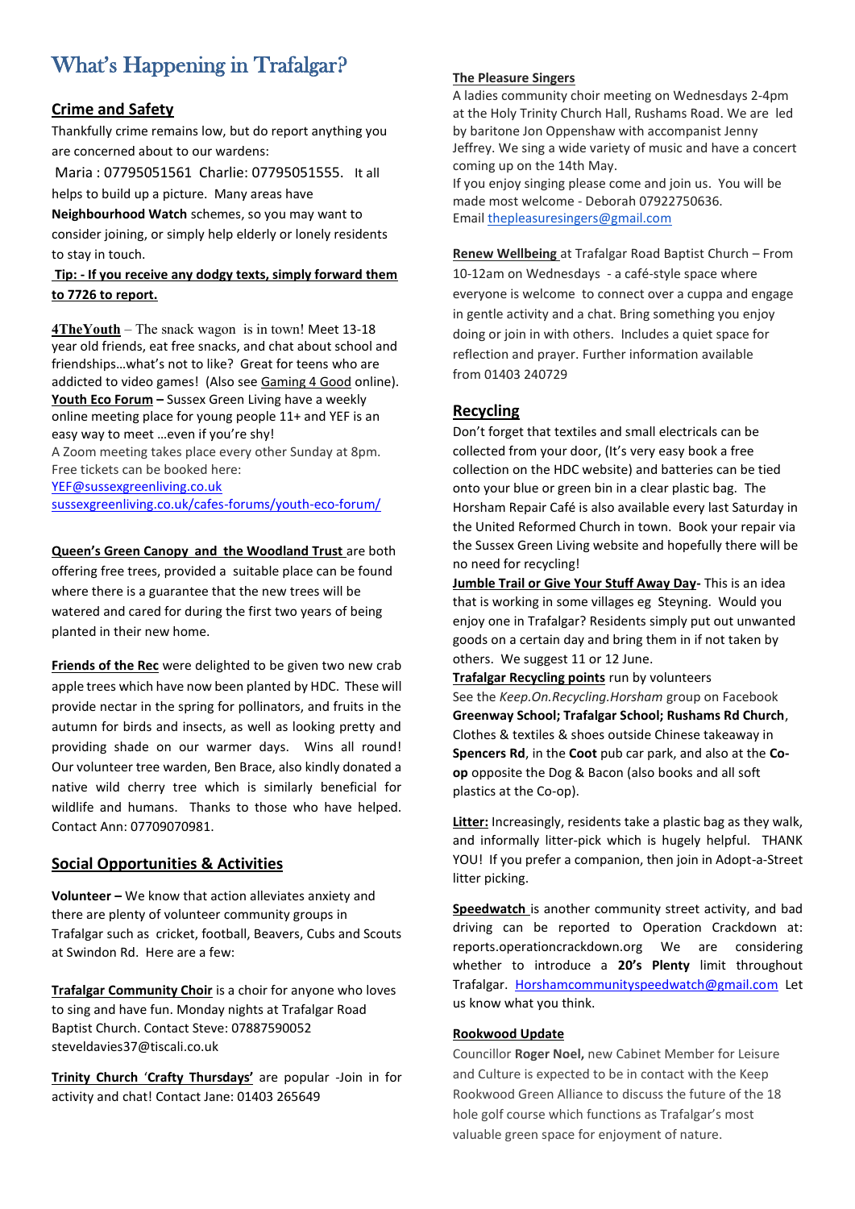# What's Happening in Trafalgar?

## Crime and Safety

Thankfully crime remains low, but do report anything you are concerned about to our wardens:

Maria : 07795051561 Charlie: 07795051555. It all helps to build up a picture. Many areas have **Neighbourhood Watch** schemes, so you may want to consider joining, or simply help elderly or lonely residents to stay in touch.

**Tip: - If you receive any dodgy texts, simply forward them to 7726 to report.**

**4TheYouth** – The snack wagon is in town! Meet 13-18 year old friends, eat free snacks, and chat about school and friendships…what's not to like? Great for teens who are addicted to video games! (Also see Gaming 4 Good online).

**Youth Eco Forum –** Sussex Green Living have a weekly online meeting place for young people 11+ and YEF is an easy way to meet …even if you're shy!

A Zoom meeting takes place every other Sunday at 8pm. Free tickets can be booked here:

YEF@sussexgreenliving.co.uk

sussexgreenliving.co.uk/cafes-forums/youth-eco-forum/

**Queen's Green Canopy and the Woodland Trust** are both offering free trees, provided a suitable place can be found where there is a guarantee that the new trees will be watered and cared for during the first two years of being planted in their new home.

**Friends of the Rec** were delighted to be given two new crab apple trees which have now been planted by HDC. These will provide nectar in the spring for pollinators, and fruits in the autumn for birds and insects, as well as looking pretty and providing shade on our warmer days. Wins all round! Our volunteer tree warden, Ben Brace, also kindly donated a native wild cherry tree which is similarly beneficial for wildlife and humans. Thanks to those who have helped. Contact Ann: 07709070981.

## Social Opportunities & Activities

**Volunteer –** We know that action alleviates anxiety and there are plenty of volunteer community groups in Trafalgar such as cricket, football, Beavers, Cubs and Scouts at Swindon Rd. Here are a few:

**Trafalgar Community Choir** is a choir for anyone who loves to sing and have fun. Monday nights at Trafalgar Road Baptist Church. Contact Steve: 07887590052 steveldavies37@tiscali.co.uk

**Trinity Church 'Crafty Thursdays'** are popular -Join in for activity and chat! Contact Jane: 01403 265649

**The Pleasure Singers**

A ladies community choir meeting on Wednesdays 2-4pm at the Holy Trinity Church Hall, Rushams Road. We are led by baritone Jon Oppenshaw with accompanist Jenny Jeffrey. We sing a wide variety of music and have a concert coming up on the 14th May.

If you enjoy singing please come and join us. You will be made most welcome - Deborah 07922750636.

Email thepleasuresingers@gmail.com

**Renew Wellbeing** at Trafalgar Road Baptist Church – From 10-12am on Wednesdays - a café-style space where everyone is welcome to connect over a cuppa and engage in gentle activity and a chat. Bring something you enjoy doing or join in with others. Includes a quiet space for reflection and prayer. Further information available from 01403 240729

## Recycling

Don't forget that textiles and small electricals can be collected from your door, (It's very easy book a free collection on the HDC website) and batteries can be tied onto your blue or green bin in a clear plastic bag. The Horsham Repair Café is also available every last Saturday in the United Reformed Church in town. Book your repair via the Sussex Green Living website and hopefully there will be no need for recycling!

**Jumble Trail or Give Your Stuff Away Day-** This is an idea that is working in some villages eg Steyning. Would you enjoy one in Trafalgar? Residents simply put out unwanted goods on a certain day and bring them in if not taken by others. We suggest 11 or 12 June.

**Trafalgar Recycling points** run by volunteers

See the *Keep.On.Recycling.Horsham* group on Facebook

**Greenway School; Trafalgar School; Rushams Rd Church**, Clothes & textiles & shoes outside Chinese takeaway in **Spencers Rd**, in the **Coot** pub car park, and also at the **Co-op** opposite the Dog & Bacon (also books and all soft plastics at the Co-op).

**Litter:** Increasingly, residents take a plastic bag as they walk, and informally litter-pick which is hugely helpful. THANK YOU! If you prefer a companion, then join in Adopt-a-Street litter picking.

**Speedwatch** is another community street activity, and bad driving can be reported to Operation Crackdown at: reports.operationcrackdown.org We are considering whether to introduce a **20's Plenty** limit throughout Trafalgar. Horshamcommunityspeedwatch@gmail.com Let us know what you think.

**Rookwood Update**

Councillor **Roger Noel,** new Cabinet Member for Leisure and Culture is expected to be in contact with the Keep Rookwood Green Alliance to discuss the future of the 18 hole golf course which functions as Trafalgar's most valuable green space for enjoyment of nature.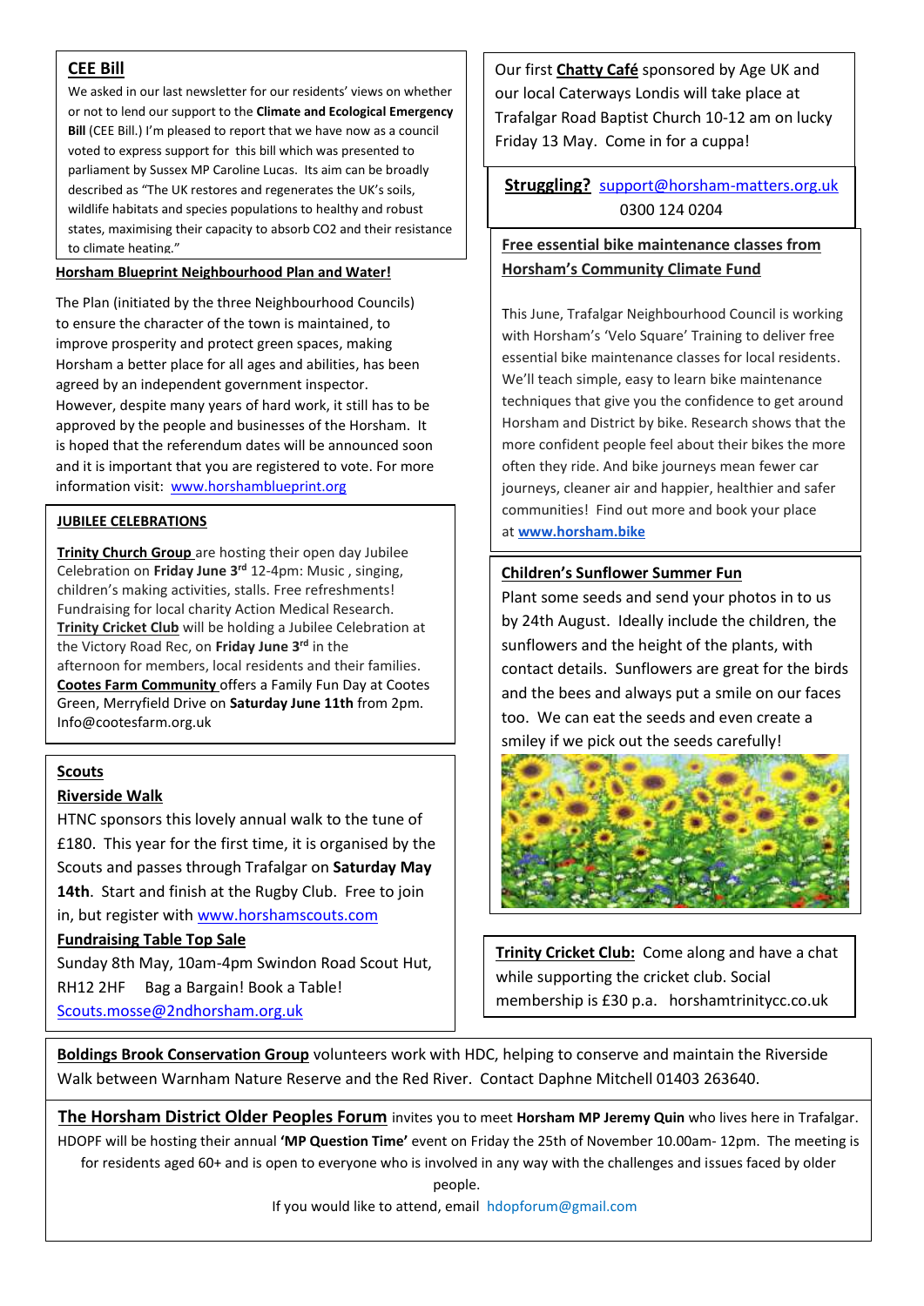## CEE Bill

We asked in our last newsletter for our residents' views on whether or not to lend our support to the **Climate and Ecological Emergency Bill** (CEE Bill.) I'm pleased to report that we have now as a council voted to express support for this bill which was presented to parliament by Sussex MP Caroline Lucas. Its aim can be broadly described as "The UK restores and regenerates the UK's soils, wildlife habitats and species populations to healthy and robust states, maximising their capacity to absorb CO2 and their resistance to climate heating."

### Horsham Blueprint Neighbourhood Plan and Water!

The Plan (initiated by the three Neighbourhood Councils) to ensure the character of the town is maintained, to improve prosperity and protect green spaces, making Horsham a better place for all ages and abilities, has been agreed by an independent government inspector. However, despite many years of hard work, it still has to be approved by the people and businesses of the Horsham. It is hoped that the referendum dates will be announced soon and it is important that you are registered to vote. For more information visit: www.horshamblueprint.org

### JUBILEE CELEBRATIONS

**Trinity Church Group** are hosting their open day Jubilee Celebration on **Friday June 3rd** 12-4pm: Music , singing, children's making activities, stalls. Free refreshments! Fundraising for local charity Action Medical Research.
**Trinity Cricket Club** will be holding a Jubilee Celebration at the Victory Road Rec, on **Friday June 3rd** in the afternoon for members, local residents and their families.
**Cootes Farm Community** offers a Family Fun Day at Cootes Green, Merryfield Drive on **Saturday June 11th** from 2pm. Info@cootesfarm.org.uk

### Scouts

**Riverside Walk**

HTNC sponsors this lovely annual walk to the tune of £180. This year for the first time, it is organised by the Scouts and passes through Trafalgar on **Saturday May 14th**. Start and finish at the Rugby Club. Free to join in, but register with www.horshamscouts.com

**Fundraising Table Top Sale**

Sunday 8th May, 10am-4pm Swindon Road Scout Hut, RH12 2HF Bag a Bargain! Book a Table!
Scouts.mosse@2ndhorsham.org.uk

Our first **Chatty Café** sponsored by Age UK and our local Caterways Londis will take place at Trafalgar Road Baptist Church 10-12 am on lucky Friday 13 May. Come in for a cuppa!

**Struggling?** support@horsham-matters.org.uk
0300 124 0204

### Free essential bike maintenance classes from Horsham's Community Climate Fund

This June, Trafalgar Neighbourhood Council is working with Horsham's 'Velo Square' Training to deliver free essential bike maintenance classes for local residents. We'll teach simple, easy to learn bike maintenance techniques that give you the confidence to get around Horsham and District by bike. Research shows that the more confident people feel about their bikes the more often they ride. And bike journeys mean fewer car journeys, cleaner air and happier, healthier and safer communities! Find out more and book your place at **www.horsham.bike**

### Children's Sunflower Summer Fun

Plant some seeds and send your photos in to us by 24th August. Ideally include the children, the sunflowers and the height of the plants, with contact details. Sunflowers are great for the birds and the bees and always put a smile on our faces too. We can eat the seeds and even create a smiley if we pick out the seeds carefully!

**Trinity Cricket Club:** Come along and have a chat while supporting the cricket club. Social membership is £30 p.a. horshamtrinitycc.co.uk

**Boldings Brook Conservation Group** volunteers work with HDC, helping to conserve and maintain the Riverside Walk between Warnham Nature Reserve and the Red River. Contact Daphne Mitchell 01403 263640.

**The Horsham District Older Peoples Forum** invites you to meet **Horsham MP Jeremy Quin** who lives here in Trafalgar. HDOPF will be hosting their annual **'MP Question Time'** event on Friday the 25th of November 10.00am- 12pm. The meeting is for residents aged 60+ and is open to everyone who is involved in any way with the challenges and issues faced by older people.

If you would like to attend, email hdopforum@gmail.com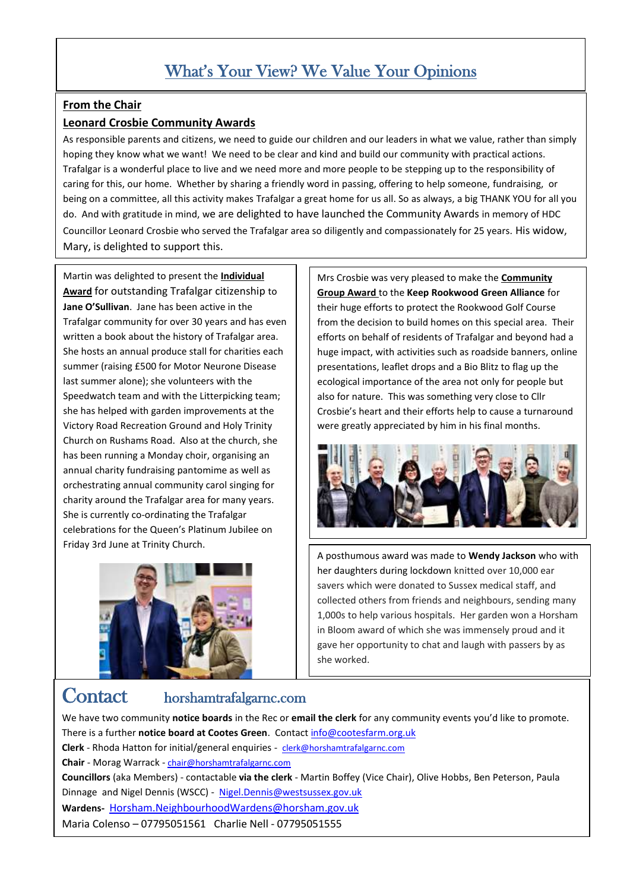# What's Your View? We Value Your Opinions

## From the Chair

### Leonard Crosbie Community Awards

As responsible parents and citizens, we need to guide our children and our leaders in what we value, rather than simply hoping they know what we want! We need to be clear and kind and build our community with practical actions. Trafalgar is a wonderful place to live and we need more and more people to be stepping up to the responsibility of caring for this, our home. Whether by sharing a friendly word in passing, offering to help someone, fundraising, or being on a committee, all this activity makes Trafalgar a great home for us all. So as always, a big THANK YOU for all you do. And with gratitude in mind, we are delighted to have launched the Community Awards in memory of HDC Councillor Leonard Crosbie who served the Trafalgar area so diligently and compassionately for 25 years. His widow, Mary, is delighted to support this.

Martin was delighted to present the **Individual Award** for outstanding Trafalgar citizenship to **Jane O'Sullivan**. Jane has been active in the Trafalgar community for over 30 years and has even written a book about the history of Trafalgar area. She hosts an annual produce stall for charities each summer (raising £500 for Motor Neurone Disease last summer alone); she volunteers with the Speedwatch team and with the Litterpicking team; she has helped with garden improvements at the Victory Road Recreation Ground and Holy Trinity Church on Rushams Road. Also at the church, she has been running a Monday choir, organising an annual charity fundraising pantomime as well as orchestrating annual community carol singing for charity around the Trafalgar area for many years. She is currently co-ordinating the Trafalgar celebrations for the Queen's Platinum Jubilee on Friday 3rd June at Trinity Church.

Mrs Crosbie was very pleased to make the **Community Group Award** to the **Keep Rookwood Green Alliance** for their huge efforts to protect the Rookwood Golf Course from the decision to build homes on this special area. Their efforts on behalf of residents of Trafalgar and beyond had a huge impact, with activities such as roadside banners, online presentations, leaflet drops and a Bio Blitz to flag up the ecological importance of the area not only for people but also for nature. This was something very close to Cllr Crosbie's heart and their efforts help to cause a turnaround were greatly appreciated by him in his final months.

A posthumous award was made to **Wendy Jackson** who with her daughters during lockdown knitted over 10,000 ear savers which were donated to Sussex medical staff, and collected others from friends and neighbours, sending many 1,000s to help various hospitals. Her garden won a Horsham in Bloom award of which she was immensely proud and it gave her opportunity to chat and laugh with passers by as she worked.

## Contact horshamtrafalgarnc.com

We have two community **notice boards** in the Rec or **email the clerk** for any community events you'd like to promote. There is a further **notice board at Cootes Green**. Contact info@cootesfarm.org.uk

**Clerk** - Rhoda Hatton for initial/general enquiries - clerk@horshamtrafalgarnc.com

**Chair** - Morag Warrack - chair@horshamtrafalgarnc.com

**Councillors** (aka Members) - contactable **via the clerk** - Martin Boffey (Vice Chair), Olive Hobbs, Ben Peterson, Paula Dinnage and Nigel Dennis (WSCC) - Nigel.Dennis@westsussex.gov.uk

**Wardens-** Horsham.NeighbourhoodWardens@horsham.gov.uk

Maria Colenso – 07795051561 Charlie Nell - 07795051555